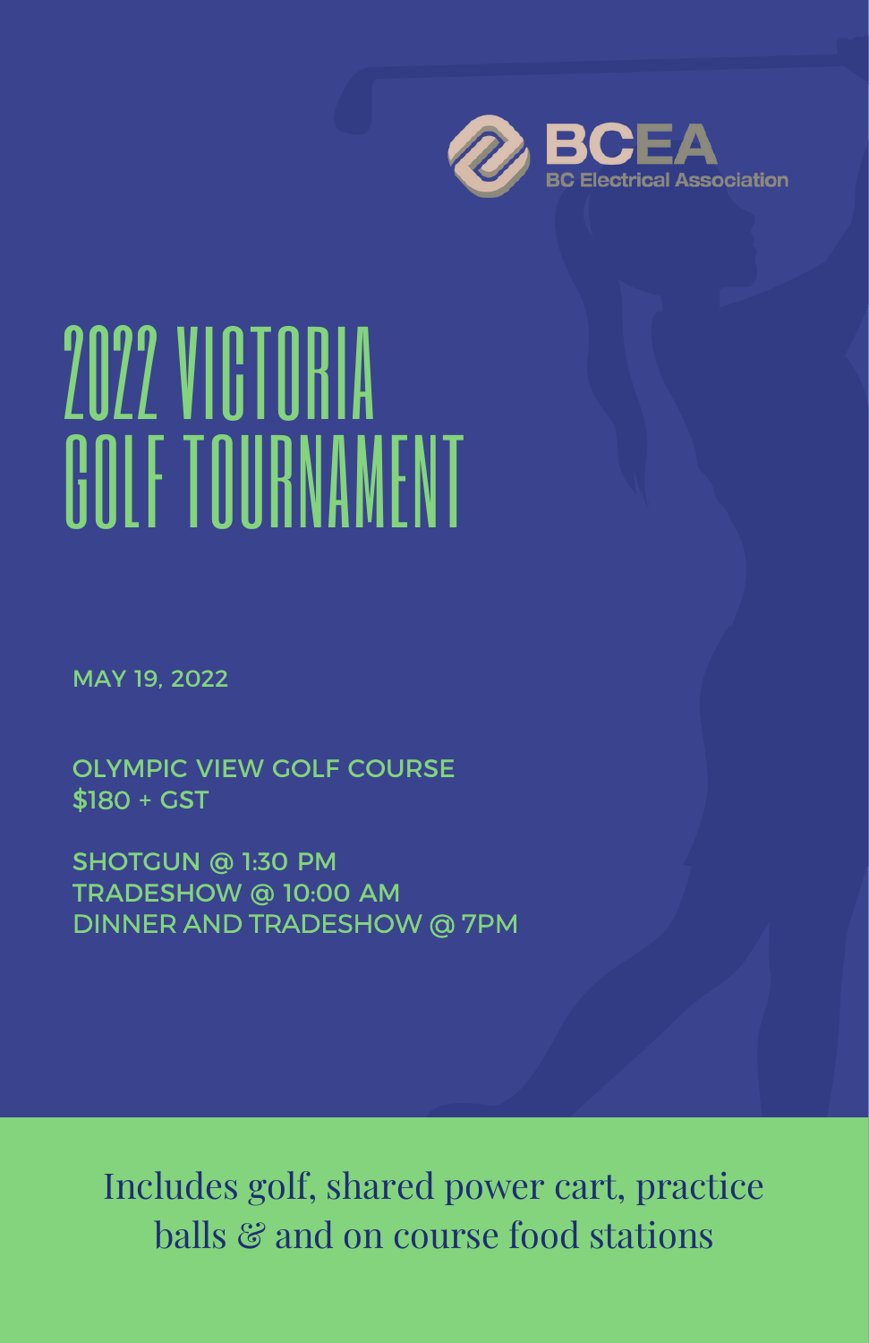BCEA

BC Electrical Association

# 2022 VICTORIA GOLF TOURNAMENT

MAY 19, 2022

OLYMPIC VIEW GOLF COURSE
$180 + GST

SHOTGUN @ 1:30 PM
TRADESHOW @ 10:00 AM
DINNER AND TRADESHOW @ 7PM

Includes golf, shared power cart, practice balls & and on course food stations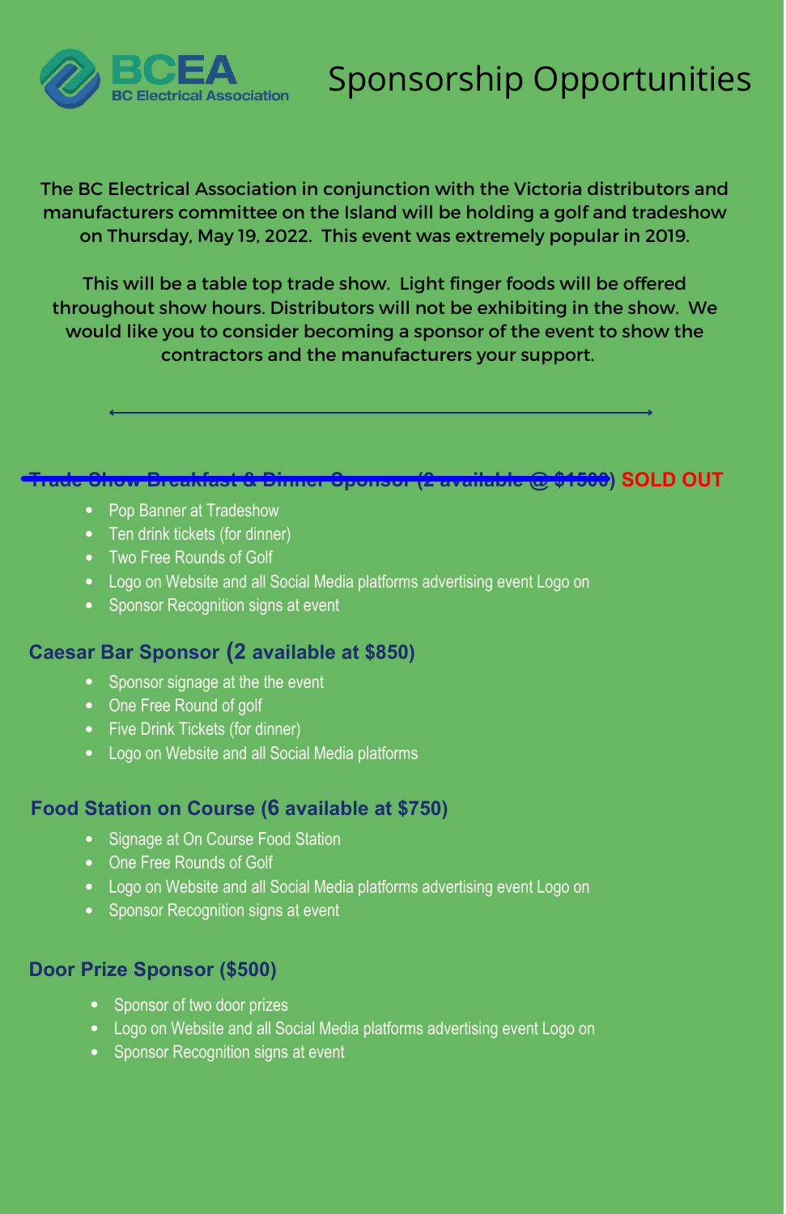BCEA
BC Electrical Association

# Sponsorship Opportunities

The BC Electrical Association in conjunction with the Victoria distributors and manufacturers committee on the Island will be holding a golf and tradeshow on Thursday, May 19, 2022. This event was extremely popular in 2019.

This will be a table top trade show. Light finger foods will be offered throughout show hours. Distributors will not be exhibiting in the show. We would like you to consider becoming a sponsor of the event to show the contractors and the manufacturers your support.

---

### ~~Trade Show Breakfast & Dinner Sponsor (2 available @ $1500)~~ SOLD OUT

- Pop Banner at Tradeshow
- Ten drink tickets (for dinner)
- Two Free Rounds of Golf
- Logo on Website and all Social Media platforms advertising event Logo on
- Sponsor Recognition signs at event

### Caesar Bar Sponsor (2 available at $850)

- Sponsor signage at the the event
- One Free Round of golf
- Five Drink Tickets (for dinner)
- Logo on Website and all Social Media platforms

### Food Station on Course (6 available at $750)

- Signage at On Course Food Station
- One Free Rounds of Golf
- Logo on Website and all Social Media platforms advertising event Logo on
- Sponsor Recognition signs at event

### Door Prize Sponsor ($500)

- Sponsor of two door prizes
- Logo on Website and all Social Media platforms advertising event Logo on
- Sponsor Recognition signs at event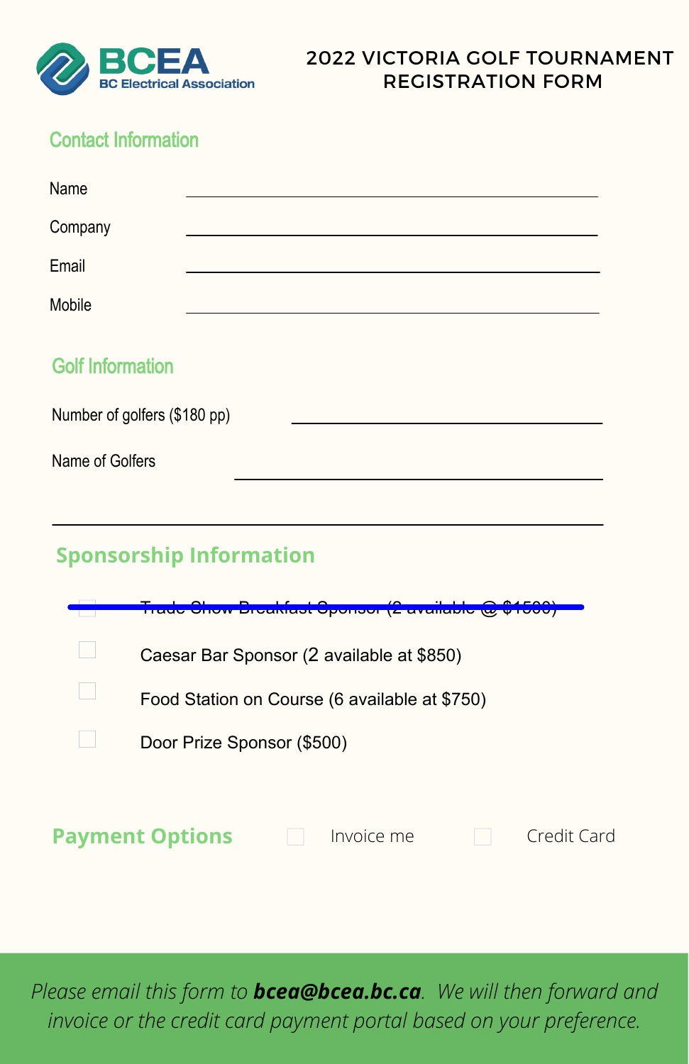BCEA
BC Electrical Association

# 2022 VICTORIA GOLF TOURNAMENT REGISTRATION FORM

## Contact Information

Name ______________________________

Company ______________________________

Email ______________________________

Mobile ______________________________

## Golf Information

Number of golfers ($180 pp) ______________________________

Name of Golfers ______________________________

______________________________

## Sponsorship Information

- [ ] ~~Trade Show Breakfast Sponsor (2 available @ $1500)~~
- [ ] Caesar Bar Sponsor (2 available at $850)
- [ ] Food Station on Course (6 available at $750)
- [ ] Door Prize Sponsor ($500)

## Payment Options

- [ ] Invoice me
- [ ] Credit Card

*Please email this form to **bcea@bcea.bc.ca**. We will then forward and invoice or the credit card payment portal based on your preference.*